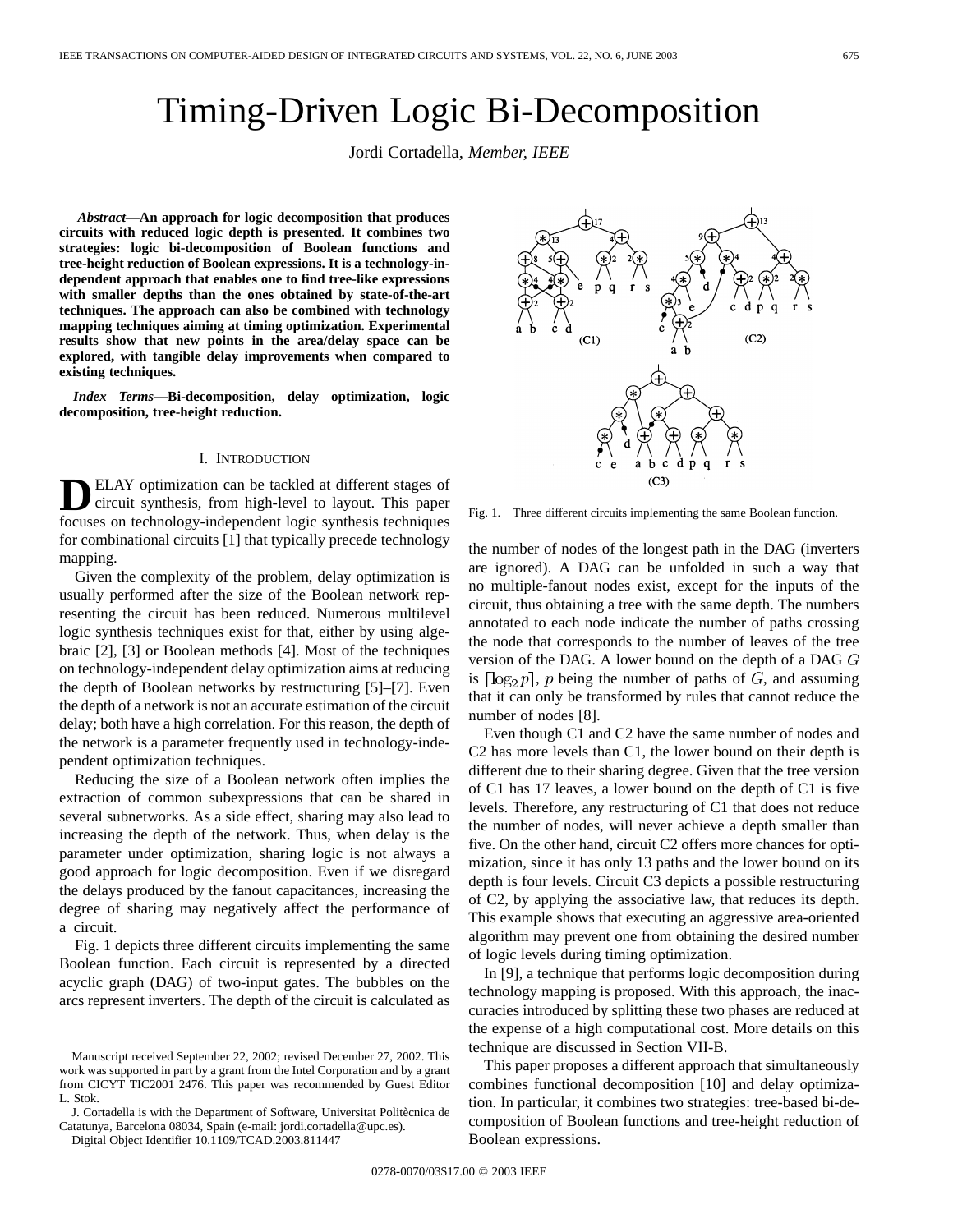# Timing-Driven Logic Bi-Decomposition

Jordi Cortadella, *Member, IEEE*

***Abstract*—An approach for logic decomposition that produces circuits with reduced logic depth is presented. It combines two strategies: logic bi-decomposition of Boolean functions and tree-height reduction of Boolean expressions. It is a technology-independent approach that enables one to find tree-like expressions with smaller depths than the ones obtained by state-of-the-art techniques. The approach can also be combined with technology mapping techniques aiming at timing optimization. Experimental results show that new points in the area/delay space can be explored, with tangible delay improvements when compared to existing techniques.**

***Index Terms*—Bi-decomposition, delay optimization, logic decomposition, tree-height reduction.**

## I. Introduction

Delay optimization can be tackled at different stages of circuit synthesis, from high-level to layout. This paper focuses on technology-independent logic synthesis techniques for combinational circuits [1] that typically precede technology mapping.

Given the complexity of the problem, delay optimization is usually performed after the size of the Boolean network representing the circuit has been reduced. Numerous multilevel logic synthesis techniques exist for that, either by using algebraic [2], [3] or Boolean methods [4]. Most of the techniques on technology-independent delay optimization aims at reducing the depth of Boolean networks by restructuring [5]–[7]. Even the depth of a network is not an accurate estimation of the circuit delay; both have a high correlation. For this reason, the depth of the network is a parameter frequently used in technology-independent optimization techniques.

Reducing the size of a Boolean network often implies the extraction of common subexpressions that can be shared in several subnetworks. As a side effect, sharing may also lead to increasing the depth of the network. Thus, when delay is the parameter under optimization, sharing logic is not always a good approach for logic decomposition. Even if we disregard the delays produced by the fanout capacitances, increasing the degree of sharing may negatively affect the performance of a circuit.

Fig. 1 depicts three different circuits implementing the same Boolean function. Each circuit is represented by a directed acyclic graph (DAG) of two-input gates. The bubbles on the arcs represent inverters. The depth of the circuit is calculated as the number of nodes of the longest path in the DAG (inverters are ignored). A DAG can be unfolded in such a way that no multiple-fanout nodes exist, except for the inputs of the circuit, thus obtaining a tree with the same depth. The numbers annotated to each node indicate the number of paths crossing the node that corresponds to the number of leaves of the tree version of the DAG. A lower bound on the depth of a DAG $G$ is $\lceil \log_2 p \rceil$, $p$ being the number of paths of $G$, and assuming that it can only be transformed by rules that cannot reduce the number of nodes [8].

Fig. 1. Three different circuits implementing the same Boolean function.

Even though C1 and C2 have the same number of nodes and C2 has more levels than C1, the lower bound on their depth is different due to their sharing degree. Given that the tree version of C1 has 17 leaves, a lower bound on the depth of C1 is five levels. Therefore, any restructuring of C1 that does not reduce the number of nodes, will never achieve a depth smaller than five. On the other hand, circuit C2 offers more chances for optimization, since it has only 13 paths and the lower bound on its depth is four levels. Circuit C3 depicts a possible restructuring of C2, by applying the associative law, that reduces its depth. This example shows that executing an aggressive area-oriented algorithm may prevent one from obtaining the desired number of logic levels during timing optimization.

In [9], a technique that performs logic decomposition during technology mapping is proposed. With this approach, the inaccuracies introduced by splitting these two phases are reduced at the expense of a high computational cost. More details on this technique are discussed in Section VII-B.

This paper proposes a different approach that simultaneously combines functional decomposition [10] and delay optimization. In particular, it combines two strategies: tree-based bi-decomposition of Boolean functions and tree-height reduction of Boolean expressions.

Manuscript received September 22, 2002; revised December 27, 2002. This work was supported in part by a grant from the Intel Corporation and by a grant from CICYT TIC2001 2476. This paper was recommended by Guest Editor L. Stok.

J. Cortadella is with the Department of Software, Universitat Politècnica de Catatunya, Barcelona 08034, Spain (e-mail: jordi.cortadella@upc.es).

Digital Object Identifier 10.1109/TCAD.2003.811447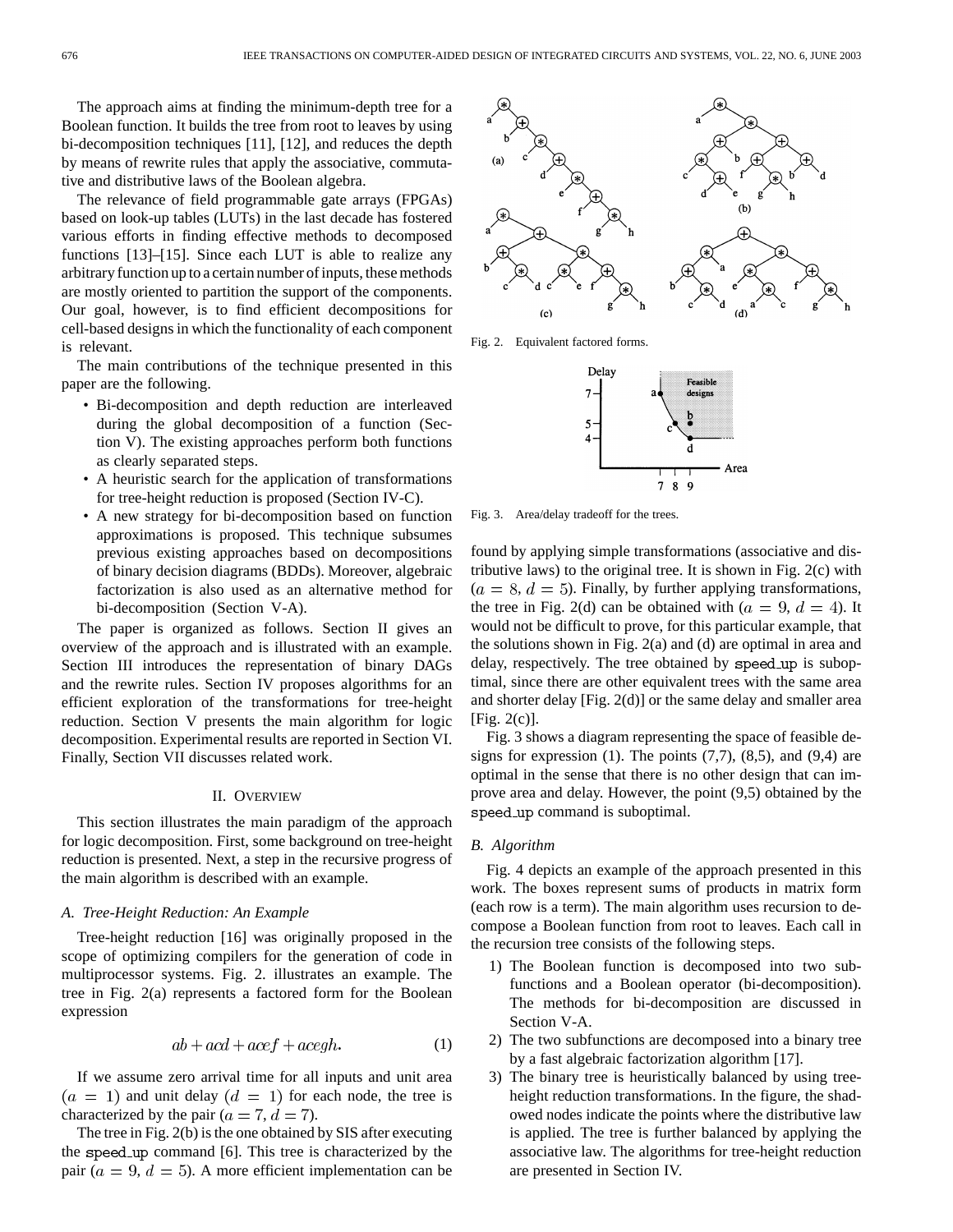The approach aims at finding the minimum-depth tree for a Boolean function. It builds the tree from root to leaves by using bi-decomposition techniques [11], [12], and reduces the depth by means of rewrite rules that apply the associative, commutative and distributive laws of the Boolean algebra.

The relevance of field programmable gate arrays (FPGAs) based on look-up tables (LUTs) in the last decade has fostered various efforts in finding effective methods to decomposed functions [13]–[15]. Since each LUT is able to realize any arbitrary function up to a certain number of inputs, these methods are mostly oriented to partition the support of the components. Our goal, however, is to find efficient decompositions for cell-based designs in which the functionality of each component is relevant.

The main contributions of the technique presented in this paper are the following.

- Bi-decomposition and depth reduction are interleaved during the global decomposition of a function (Section V). The existing approaches perform both functions as clearly separated steps.
- A heuristic search for the application of transformations for tree-height reduction is proposed (Section IV-C).
- A new strategy for bi-decomposition based on function approximations is proposed. This technique subsumes previous existing approaches based on decompositions of binary decision diagrams (BDDs). Moreover, algebraic factorization is also used as an alternative method for bi-decomposition (Section V-A).

The paper is organized as follows. Section II gives an overview of the approach and is illustrated with an example. Section III introduces the representation of binary DAGs and the rewrite rules. Section IV proposes algorithms for an efficient exploration of the transformations for tree-height reduction. Section V presents the main algorithm for logic decomposition. Experimental results are reported in Section VI. Finally, Section VII discusses related work.

## II. Overview

This section illustrates the main paradigm of the approach for logic decomposition. First, some background on tree-height reduction is presented. Next, a step in the recursive progress of the main algorithm is described with an example.

### A. Tree-Height Reduction: An Example

Tree-height reduction [16] was originally proposed in the scope of optimizing compilers for the generation of code in multiprocessor systems. Fig. 2. illustrates an example. The tree in Fig. 2(a) represents a factored form for the Boolean expression

$$ab + acd + acef + acegh. \tag{1}$$

If we assume zero arrival time for all inputs and unit area $(a = 1)$ and unit delay $(d = 1)$ for each node, the tree is characterized by the pair $(a = 7, d = 7)$.

The tree in Fig. 2(b) is the one obtained by SIS after executing the speed_up command [6]. This tree is characterized by the pair $(a = 9, d = 5)$. A more efficient implementation can be found by applying simple transformations (associative and distributive laws) to the original tree. It is shown in Fig. 2(c) with $(a = 8, d = 5)$. Finally, by further applying transformations, the tree in Fig. 2(d) can be obtained with $(a = 9, d = 4)$. It would not be difficult to prove, for this particular example, that the solutions shown in Fig. 2(a) and (d) are optimal in area and delay, respectively. The tree obtained by speed_up is suboptimal, since there are other equivalent trees with the same area and shorter delay [Fig. 2(d)] or the same delay and smaller area [Fig. 2(c)].

Fig. 2. Equivalent factored forms.

Fig. 3. Area/delay tradeoff for the trees.

Fig. 3 shows a diagram representing the space of feasible designs for expression (1). The points (7,7), (8,5), and (9,4) are optimal in the sense that there is no other design that can improve area and delay. However, the point (9,5) obtained by the speed_up command is suboptimal.

### B. Algorithm

Fig. 4 depicts an example of the approach presented in this work. The boxes represent sums of products in matrix form (each row is a term). The main algorithm uses recursion to decompose a Boolean function from root to leaves. Each call in the recursion tree consists of the following steps.

1) The Boolean function is decomposed into two subfunctions and a Boolean operator (bi-decomposition). The methods for bi-decomposition are discussed in Section V-A.
2) The two subfunctions are decomposed into a binary tree by a fast algebraic factorization algorithm [17].
3) The binary tree is heuristically balanced by using tree-height reduction transformations. In the figure, the shadowed nodes indicate the points where the distributive law is applied. The tree is further balanced by applying the associative law. The algorithms for tree-height reduction are presented in Section IV.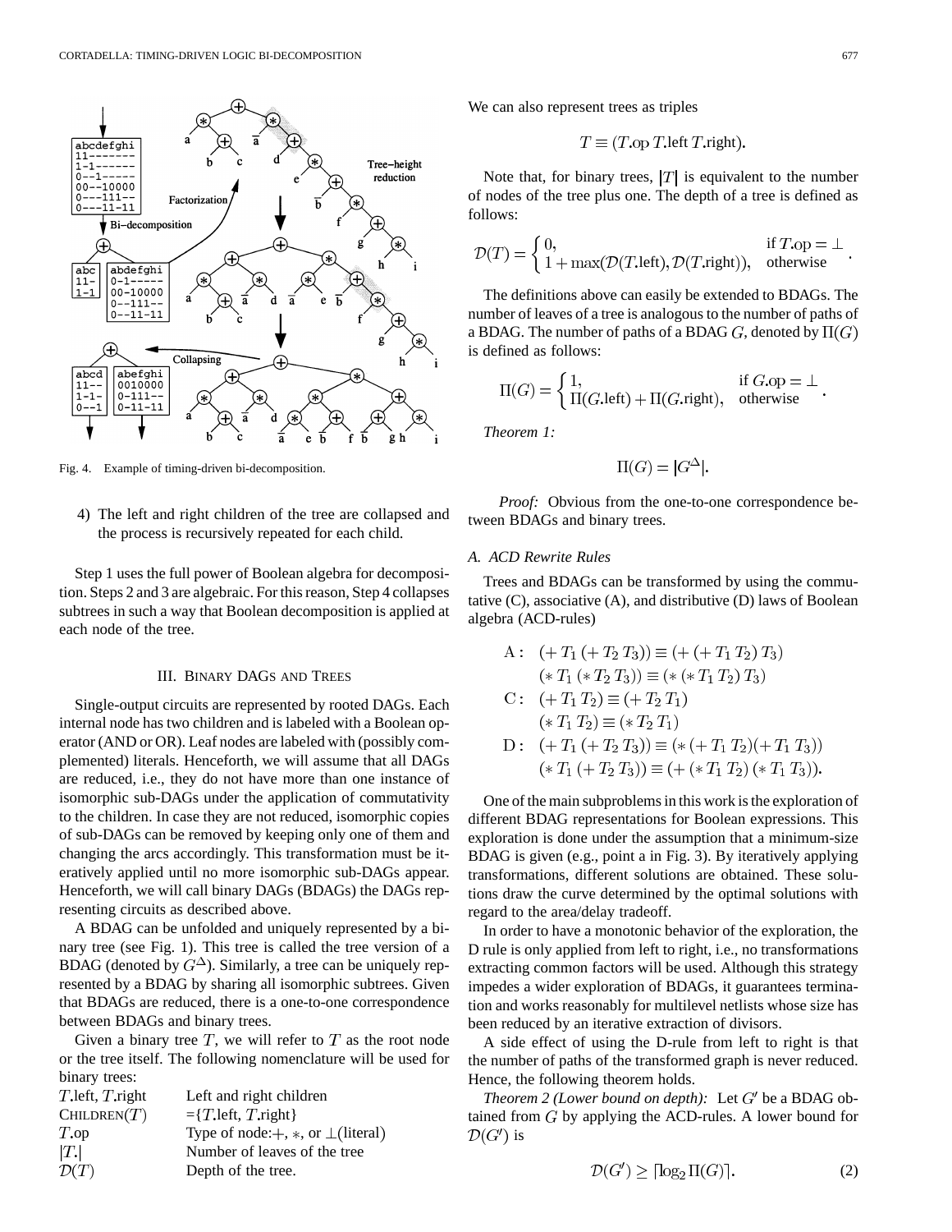Fig. 4. Example of timing-driven bi-decomposition.

4) The left and right children of the tree are collapsed and the process is recursively repeated for each child.

Step 1 uses the full power of Boolean algebra for decomposition. Steps 2 and 3 are algebraic. For this reason, Step 4 collapses subtrees in such a way that Boolean decomposition is applied at each node of the tree.

## III. Binary DAGs and Trees

Single-output circuits are represented by rooted DAGs. Each internal node has two children and is labeled with a Boolean operator (AND or OR). Leaf nodes are labeled with (possibly complemented) literals. Henceforth, we will assume that all DAGs are reduced, i.e., they do not have more than one instance of isomorphic sub-DAGs under the application of commutativity to the children. In case they are not reduced, isomorphic copies of sub-DAGs can be removed by keeping only one of them and changing the arcs accordingly. This transformation must be iteratively applied until no more isomorphic sub-DAGs appear. Henceforth, we will call binary DAGs (BDAGs) the DAGs representing circuits as described above.

A BDAG can be unfolded and uniquely represented by a binary tree (see Fig. 1). This tree is called the tree version of a BDAG (denoted by $G^{\Delta}$). Similarly, a tree can be uniquely represented by a BDAG by sharing all isomorphic subtrees. Given that BDAGs are reduced, there is a one-to-one correspondence between BDAGs and binary trees.

Given a binary tree $T$, we will refer to $T$ as the root node or the tree itself. The following nomenclature will be used for binary trees:

| | |
|---|---|
| $T$.left, $T$.right | Left and right children |
| CHILDREN($T$) | ={$T$.left, $T$.right} |
| $T$.op | Type of node: $+$, $*$, or $\perp$(literal) |
| $\|T.\|$ | Number of leaves of the tree |
| $\mathcal{D}(T)$ | Depth of the tree. |

We can also represent trees as triples

$$T \equiv (T.\mathrm{op}\; T.\mathrm{left}\; T.\mathrm{right}).$$

Note that, for binary trees, $|T|$ is equivalent to the number of nodes of the tree plus one. The depth of a tree is defined as follows:

$$\mathcal{D}(T) = \begin{cases} 0, & \text{if } T.\mathrm{op} = \perp \\ 1 + \max(\mathcal{D}(T.\mathrm{left}), \mathcal{D}(T.\mathrm{right})), & \text{otherwise} \end{cases}.$$

The definitions above can easily be extended to BDAGs. The number of leaves of a tree is analogous to the number of paths of a BDAG. The number of paths of a BDAG $G$, denoted by $\Pi(G)$ is defined as follows:

$$\Pi(G) = \begin{cases} 1, & \text{if } G.\mathrm{op} = \perp \\ \Pi(G.\mathrm{left}) + \Pi(G.\mathrm{right}), & \text{otherwise} \end{cases}.$$

*Theorem 1:*

$$\Pi(G) = |G^{\Delta}|.$$

*Proof:* Obvious from the one-to-one correspondence between BDAGs and binary trees.

### A. ACD Rewrite Rules

Trees and BDAGs can be transformed by using the commutative (C), associative (A), and distributive (D) laws of Boolean algebra (ACD-rules)

$$\begin{aligned}
\mathrm{A}:\quad & (+\, T_1\, (+\, T_2\, T_3)) \equiv (+\, (+\, T_1\, T_2)\, T_3) \\
& (*\, T_1\, (*\, T_2\, T_3)) \equiv (*\, (*\, T_1\, T_2)\, T_3) \\
\mathrm{C}:\quad & (+\, T_1\, T_2) \equiv (+\, T_2\, T_1) \\
& (*\, T_1\, T_2) \equiv (*\, T_2\, T_1) \\
\mathrm{D}:\quad & (+\, T_1\, (*\, T_2\, T_3)) \equiv (*\, (+\, T_1\, T_2)(+\, T_1\, T_3)) \\
& (*\, T_1\, (+\, T_2\, T_3)) \equiv (+\, (*\, T_1\, T_2)\, (*\, T_1\, T_3)).
\end{aligned}$$

One of the main subproblems in this work is the exploration of different BDAG representations for Boolean expressions. This exploration is done under the assumption that a minimum-size BDAG is given (e.g., point a in Fig. 3). By iteratively applying transformations, different solutions are obtained. These solutions draw the curve determined by the optimal solutions with regard to the area/delay tradeoff.

In order to have a monotonic behavior of the exploration, the D rule is only applied from left to right, i.e., no transformations extracting common factors will be used. Although this strategy impedes a wider exploration of BDAGs, it guarantees termination and works reasonably for multilevel netlists whose size has been reduced by an iterative extraction of divisors.

A side effect of using the D-rule from left to right is that the number of paths of the transformed graph is never reduced. Hence, the following theorem holds.

*Theorem 2 (Lower bound on depth):* Let $G'$ be a BDAG obtained from $G$ by applying the ACD-rules. A lower bound for $\mathcal{D}(G')$ is

$$\mathcal{D}(G') \geq \lceil \log_2 \Pi(G) \rceil. \tag{2}$$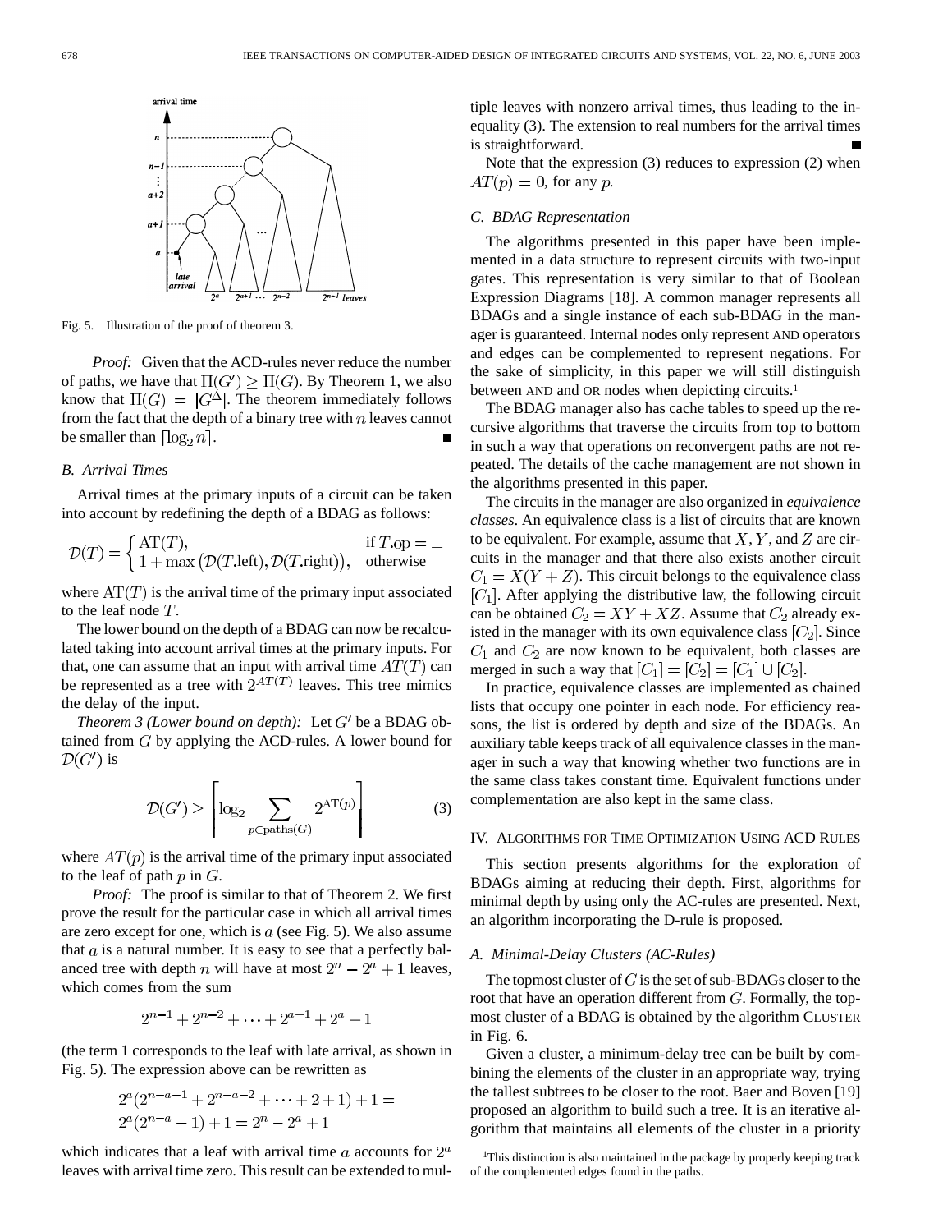Fig. 5. Illustration of the proof of theorem 3.

*Proof:* Given that the ACD-rules never reduce the number of paths, we have that $\Pi(G') \geq \Pi(G)$. By Theorem 1, we also know that $\Pi(G) = |G^{\Delta}|$. The theorem immediately follows from the fact that the depth of a binary tree with $n$ leaves cannot be smaller than $\lceil \log_2 n \rceil$. ■

### B. Arrival Times

Arrival times at the primary inputs of a circuit can be taken into account by redefining the depth of a BDAG as follows:

$$\mathcal{D}(T) = \begin{cases} \text{AT}(T), & \text{if } T.\text{op} = \bot \\ 1 + \max\left(\mathcal{D}(T.\text{left}), \mathcal{D}(T.\text{right})\right), & \text{otherwise} \end{cases}$$

where $\text{AT}(T)$ is the arrival time of the primary input associated to the leaf node $T$.

The lower bound on the depth of a BDAG can now be recalculated taking into account arrival times at the primary inputs. For that, one can assume that an input with arrival time $AT(T)$ can be represented as a tree with $2^{AT(T)}$ leaves. This tree mimics the delay of the input.

*Theorem 3 (Lower bound on depth):* Let $G'$ be a BDAG obtained from $G$ by applying the ACD-rules. A lower bound for $\mathcal{D}(G')$ is

$$\mathcal{D}(G') \geq \left\lceil \log_2 \sum_{p \in \text{paths}(G)} 2^{\text{AT}(p)} \right\rceil \tag{3}$$

where $AT(p)$ is the arrival time of the primary input associated to the leaf of path $p$ in $G$.

*Proof:* The proof is similar to that of Theorem 2. We first prove the result for the particular case in which all arrival times are zero except for one, which is $a$ (see Fig. 5). We also assume that $a$ is a natural number. It is easy to see that a perfectly balanced tree with depth $n$ will have at most $2^n - 2^a + 1$ leaves, which comes from the sum

$$2^{n-1} + 2^{n-2} + \cdots + 2^{a+1} + 2^a + 1$$

(the term 1 corresponds to the leaf with late arrival, as shown in Fig. 5). The expression above can be rewritten as

$$2^a(2^{n-a-1} + 2^{n-a-2} + \cdots + 2 + 1) + 1 =$$
$$2^a(2^{n-a} - 1) + 1 = 2^n - 2^a + 1$$

which indicates that a leaf with arrival time $a$ accounts for $2^a$ leaves with arrival time zero. This result can be extended to multiple leaves with nonzero arrival times, thus leading to the inequality (3). The extension to real numbers for the arrival times is straightforward. ■

Note that the expression (3) reduces to expression (2) when $AT(p) = 0$, for any $p$.

### C. BDAG Representation

The algorithms presented in this paper have been implemented in a data structure to represent circuits with two-input gates. This representation is very similar to that of Boolean Expression Diagrams [18]. A common manager represents all BDAGs and a single instance of each sub-BDAG in the manager is guaranteed. Internal nodes only represent AND operators and edges can be complemented to represent negations. For the sake of simplicity, in this paper we will still distinguish between AND and OR nodes when depicting circuits.[1]

The BDAG manager also has cache tables to speed up the recursive algorithms that traverse the circuits from top to bottom in such a way that operations on reconvergent paths are not repeated. The details of the cache management are not shown in the algorithms presented in this paper.

The circuits in the manager are also organized in *equivalence classes*. An equivalence class is a list of circuits that are known to be equivalent. For example, assume that $X$, $Y$, and $Z$ are circuits in the manager and that there also exists another circuit $C_1 = X(Y + Z)$. This circuit belongs to the equivalence class $[C_1]$. After applying the distributive law, the following circuit can be obtained $C_2 = XY + XZ$. Assume that $C_2$ already existed in the manager with its own equivalence class $[C_2]$. Since $C_1$ and $C_2$ are now known to be equivalent, both classes are merged in such a way that $[C_1] = [C_2] = [C_1] \cup [C_2]$.

In practice, equivalence classes are implemented as chained lists that occupy one pointer in each node. For efficiency reasons, the list is ordered by depth and size of the BDAGs. An auxiliary table keeps track of all equivalence classes in the manager in such a way that knowing whether two functions are in the same class takes constant time. Equivalent functions under complementation are also kept in the same class.

## IV. Algorithms for Time Optimization Using ACD Rules

This section presents algorithms for the exploration of BDAGs aiming at reducing their depth. First, algorithms for minimal depth by using only the AC-rules are presented. Next, an algorithm incorporating the D-rule is proposed.

### A. Minimal-Delay Clusters (AC-Rules)

The topmost cluster of $G$ is the set of sub-BDAGs closer to the root that have an operation different from $G$. Formally, the topmost cluster of a BDAG is obtained by the algorithm CLUSTER in Fig. 6.

Given a cluster, a minimum-delay tree can be built by combining the elements of the cluster in an appropriate way, trying the tallest subtrees to be closer to the root. Baer and Boven [19] proposed an algorithm to build such a tree. It is an iterative algorithm that maintains all elements of the cluster in a priority

[1] This distinction is also maintained in the package by properly keeping track of the complemented edges found in the paths.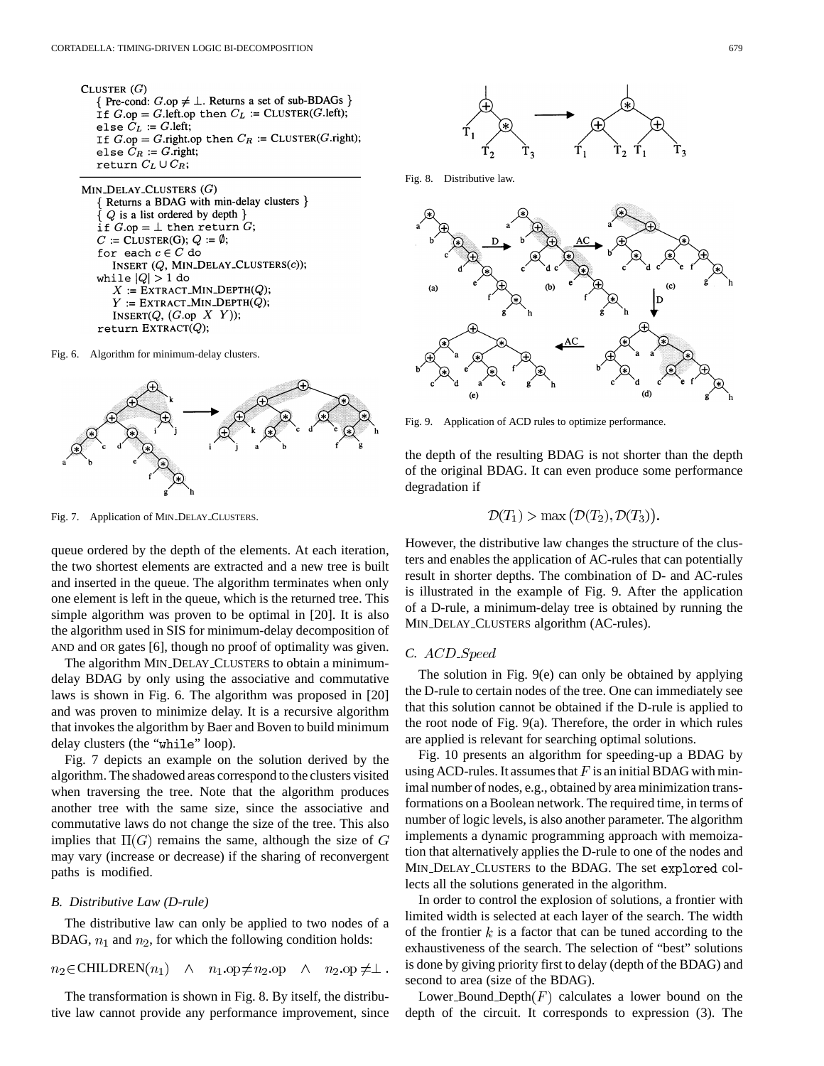```
CLUSTER (G)
  { Pre-cond: G.op ≠ ⊥. Returns a set of sub-BDAGs }
  If G.op = G.left.op then C_L := CLUSTER(G.left);
  else C_L := G.left;
  If G.op = G.right.op then C_R := CLUSTER(G.right);
  else C_R := G.right;
  return C_L ∪ C_R;

MIN_DELAY_CLUSTERS (G)
  { Returns a BDAG with min-delay clusters }
  { Q is a list ordered by depth }
  if G.op = ⊥ then return G;
  C := CLUSTER(G); Q := ∅;
  for each c ∈ C do
     INSERT (Q, MIN_DELAY_CLUSTERS(c));
  while |Q| > 1 do
     X := EXTRACT_MIN_DEPTH(Q);
     Y := EXTRACT_MIN_DEPTH(Q);
     INSERT(Q, (G.op X Y));
  return EXTRACT(Q);
```

Fig. 6. Algorithm for minimum-delay clusters.

Fig. 7. Application of MIN_DELAY_CLUSTERS.

queue ordered by the depth of the elements. At each iteration, the two shortest elements are extracted and a new tree is built and inserted in the queue. The algorithm terminates when only one element is left in the queue, which is the returned tree. This simple algorithm was proven to be optimal in [20]. It is also the algorithm used in SIS for minimum-delay decomposition of AND and OR gates [6], though no proof of optimality was given.

The algorithm MIN_DELAY_CLUSTERS to obtain a minimum-delay BDAG by only using the associative and commutative laws is shown in Fig. 6. The algorithm was proposed in [20] and was proven to minimize delay. It is a recursive algorithm that invokes the algorithm by Baer and Boven to build minimum delay clusters (the "while" loop).

Fig. 7 depicts an example on the solution derived by the algorithm. The shadowed areas correspond to the clusters visited when traversing the tree. Note that the algorithm produces another tree with the same size, since the associative and commutative laws do not change the size of the tree. This also implies that $\Pi(G)$ remains the same, although the size of $G$ may vary (increase or decrease) if the sharing of reconvergent paths is modified.

### B. Distributive Law (D-rule)

The distributive law can only be applied to two nodes of a BDAG, $n_1$ and $n_2$, for which the following condition holds:

$$n_2 \in \text{CHILDREN}(n_1) \quad \wedge \quad n_1.\text{op} \neq n_2.\text{op} \quad \wedge \quad n_2.\text{op} \neq \perp .$$

The transformation is shown in Fig. 8. By itself, the distributive law cannot provide any performance improvement, since

Fig. 8. Distributive law.

Fig. 9. Application of ACD rules to optimize performance.

the depth of the resulting BDAG is not shorter than the depth of the original BDAG. It can even produce some performance degradation if

$$\mathcal{D}(T_1) > \max\left(\mathcal{D}(T_2), \mathcal{D}(T_3)\right).$$

However, the distributive law changes the structure of the clusters and enables the application of AC-rules that can potentially result in shorter depths. The combination of D- and AC-rules is illustrated in the example of Fig. 9. After the application of a D-rule, a minimum-delay tree is obtained by running the MIN_DELAY_CLUSTERS algorithm (AC-rules).

### C. *ACD_Speed*

The solution in Fig. 9(e) can only be obtained by applying the D-rule to certain nodes of the tree. One can immediately see that this solution cannot be obtained if the D-rule is applied to the root node of Fig. 9(a). Therefore, the order in which rules are applied is relevant for searching optimal solutions.

Fig. 10 presents an algorithm for speeding-up a BDAG by using ACD-rules. It assumes that $F$ is an initial BDAG with minimal number of nodes, e.g., obtained by area minimization transformations on a Boolean network. The required time, in terms of number of logic levels, is also another parameter. The algorithm implements a dynamic programming approach with memoization that alternatively applies the D-rule to one of the nodes and MIN_DELAY_CLUSTERS to the BDAG. The set explored collects all the solutions generated in the algorithm.

In order to control the explosion of solutions, a frontier with limited width is selected at each layer of the search. The width of the frontier $k$ is a factor that can be tuned according to the exhaustiveness of the search. The selection of "best" solutions is done by giving priority first to delay (depth of the BDAG) and second to area (size of the BDAG).

Lower_Bound_Depth($F$) calculates a lower bound on the depth of the circuit. It corresponds to expression (3). The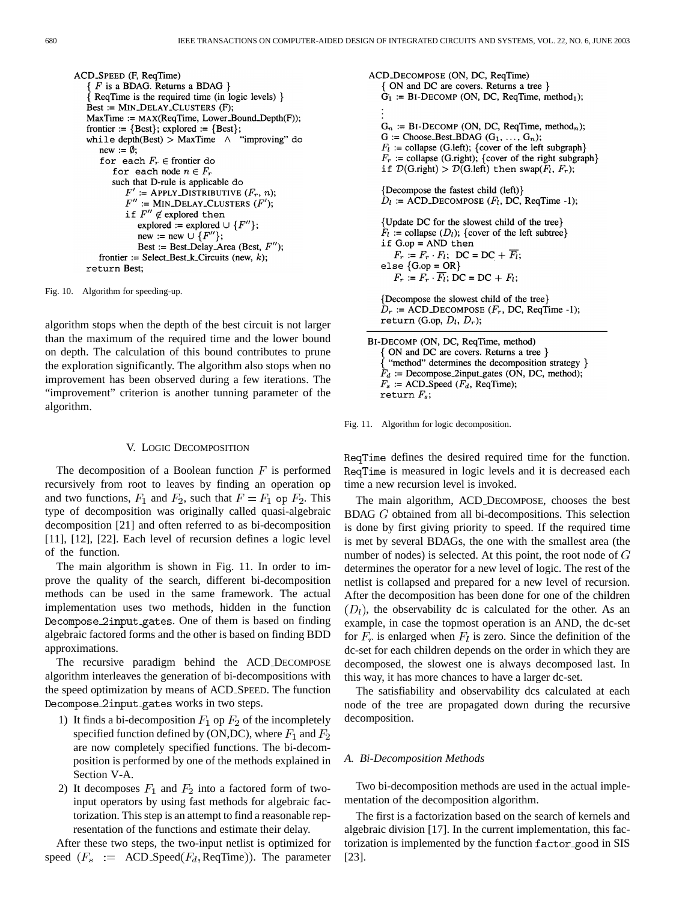```
ACD_SPEED (F, ReqTime)
  { F is a BDAG. Returns a BDAG }
  { ReqTime is the required time (in logic levels) }
  Best := MIN_DELAY_CLUSTERS (F);
  MaxTime := MAX(ReqTime, Lower_Bound_Depth(F));
  frontier := {Best}; explored := {Best};
  while depth(Best) > MaxTime  ∧  "improving" do
    new := ∅;
    for each F_r ∈ frontier do
      for each node n ∈ F_r
      such that D-rule is applicable do
        F' := APPLY_DISTRIBUTIVE (F_r, n);
        F'' := MIN_DELAY_CLUSTERS (F');
        if F'' ∉ explored then
          explored := explored ∪ {F''};
          new := new ∪ {F''};
          Best := Best_Delay_Area (Best, F'');
    frontier := Select_Best_k_Circuits (new, k);
  return Best;
```

Fig. 10. Algorithm for speeding-up.

algorithm stops when the depth of the best circuit is not larger than the maximum of the required time and the lower bound on depth. The calculation of this bound contributes to prune the exploration significantly. The algorithm also stops when no improvement has been observed during a few iterations. The "improvement" criterion is another tunning parameter of the algorithm.

## V. Logic Decomposition

The decomposition of a Boolean function $F$ is performed recursively from root to leaves by finding an operation op and two functions, $F_1$ and $F_2$, such that $F = F_1$ op $F_2$. This type of decomposition was originally called quasi-algebraic decomposition [21] and often referred to as bi-decomposition [11], [12], [22]. Each level of recursion defines a logic level of the function.

The main algorithm is shown in Fig. 11. In order to improve the quality of the search, different bi-decomposition methods can be used in the same framework. The actual implementation uses two methods, hidden in the function `Decompose_2input_gates`. One of them is based on finding algebraic factored forms and the other is based on finding BDD approximations.

The recursive paradigm behind the ACD_DECOMPOSE algorithm interleaves the generation of bi-decompositions with the speed optimization by means of ACD_SPEED. The function `Decompose_2input_gates` works in two steps.

1) It finds a bi-decomposition $F_1$ op $F_2$ of the incompletely specified function defined by (ON,DC), where $F_1$ and $F_2$ are now completely specified functions. The bi-decomposition is performed by one of the methods explained in Section V-A.
2) It decomposes $F_1$ and $F_2$ into a factored form of two-input operators by using fast methods for algebraic factorization. This step is an attempt to find a reasonable representation of the functions and estimate their delay.

After these two steps, the two-input netlist is optimized for speed ($F_s$ := ACD_Speed($F_d$, ReqTime)). The parameter

```
ACD_DECOMPOSE (ON, DC, ReqTime)
  { ON and DC are covers. Returns a tree }
  G_1 := BI-DECOMP (ON, DC, ReqTime, method_1);
  ⋮
  G_n := BI-DECOMP (ON, DC, ReqTime, method_n);
  G := Choose_Best_BDAG (G_1, ..., G_n);
  F_l := collapse (G.left); {cover of the left subgraph}
  F_r := collapse (G.right); {cover of the right subgraph}
  if D(G.right) > D(G.left) then swap(F_l, F_r);

  {Decompose the fastest child (left)}
  D_l := ACD_DECOMPOSE (F_l, DC, ReqTime -1);

  {Update DC for the slowest child of the tree}
  F_l := collapse (D_l); {cover of the left subtree}
  if G.op = AND then
    F_r := F_r · F_l;  DC = DC + ¬F_l;
  else {G.op = OR}
    F_r := F_r · ¬F_l; DC = DC + F_l;

  {Decompose the slowest child of the tree}
  D_r := ACD_DECOMPOSE (F_r, DC, ReqTime -1);
  return (G.op, D_l, D_r);

BI-DECOMP (ON, DC, ReqTime, method)
  { ON and DC are covers. Returns a tree }
  { "method" determines the decomposition strategy }
  F_d := Decompose_2input_gates (ON, DC, method);
  F_s := ACD_Speed (F_d, ReqTime);
  return F_s;
```

Fig. 11. Algorithm for logic decomposition.

`ReqTime` defines the desired required time for the function. `ReqTime` is measured in logic levels and it is decreased each time a new recursion level is invoked.

The main algorithm, ACD_DECOMPOSE, chooses the best BDAG $G$ obtained from all bi-decompositions. This selection is done by first giving priority to speed. If the required time is met by several BDAGs, the one with the smallest area (the number of nodes) is selected. At this point, the root node of $G$ determines the operator for a new level of logic. The rest of the netlist is collapsed and prepared for a new level of recursion. After the decomposition has been done for one of the children $(D_l)$, the observability dc is calculated for the other. As an example, in case the topmost operation is an AND, the dc-set for $F_r$ is enlarged when $F_l$ is zero. Since the definition of the dc-set for each children depends on the order in which they are decomposed, the slowest one is always decomposed last. In this way, it has more chances to have a larger dc-set.

The satisfiability and observability dcs calculated at each node of the tree are propagated down during the recursive decomposition.

### A. Bi-Decomposition Methods

Two bi-decomposition methods are used in the actual implementation of the decomposition algorithm.

The first is a factorization based on the search of kernels and algebraic division [17]. In the current implementation, this factorization is implemented by the function `factor_good` in SIS [23].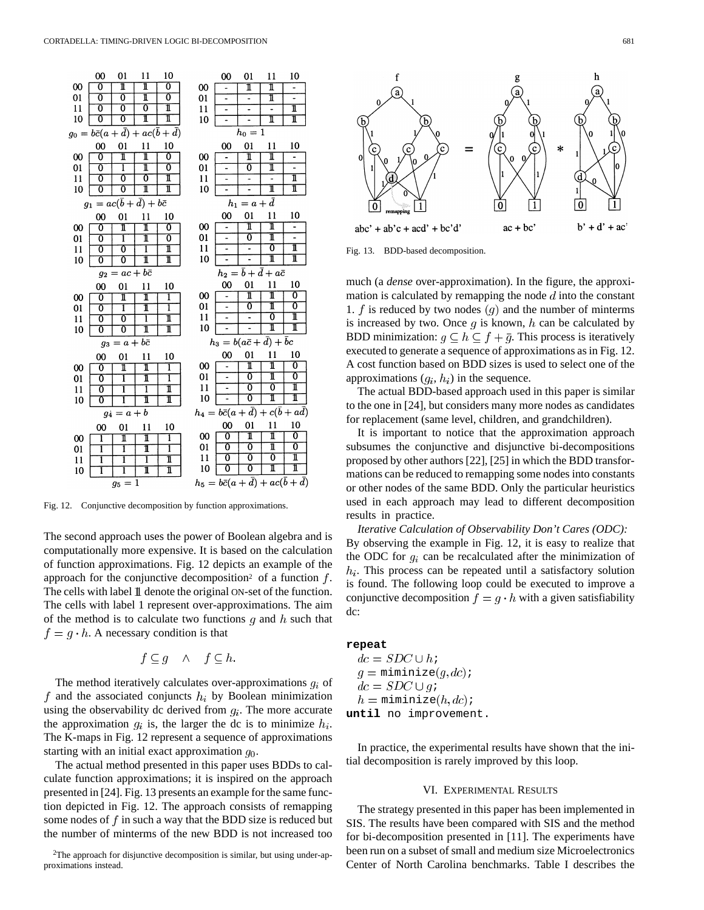Fig. 12. Conjunctive decomposition by function approximations.

The second approach uses the power of Boolean algebra and is computationally more expensive. It is based on the calculation of function approximations. Fig. 12 depicts an example of the approach for the conjunctive decomposition[2] of a function $f$. The cells with label $\mathbb{1}$ denote the original ON-set of the function. The cells with label 1 represent over-approximations. The aim of the method is to calculate two functions $g$ and $h$ such that $f = g \cdot h$. A necessary condition is that

$$f \subseteq g \quad \wedge \quad f \subseteq h.$$

The method iteratively calculates over-approximations $g_i$ of $f$ and the associated conjuncts $h_i$ by Boolean minimization using the observability dc derived from $g_i$. The more accurate the approximation $g_i$ is, the larger the dc is to minimize $h_i$. The K-maps in Fig. 12 represent a sequence of approximations starting with an initial exact approximation $g_0$.

The actual method presented in this paper uses BDDs to calculate function approximations; it is inspired on the approach presented in [24]. Fig. 13 presents an example for the same function depicted in Fig. 12. The approach consists of remapping some nodes of $f$ in such a way that the BDD size is reduced but the number of minterms of the new BDD is not increased too much (a *dense* over-approximation). In the figure, the approximation is calculated by remapping the node $d$ into the constant 1. $f$ is reduced by two nodes $(g)$ and the number of minterms is increased by two. Once $g$ is known, $h$ can be calculated by BDD minimization: $g \subseteq h \subseteq f + \bar{g}$. This process is iteratively executed to generate a sequence of approximations as in Fig. 12. A cost function based on BDD sizes is used to select one of the approximations $(g_i, h_i)$ in the sequence.

Fig. 13. BDD-based decomposition.

The actual BDD-based approach used in this paper is similar to the one in [24], but considers many more nodes as candidates for replacement (same level, children, and grandchildren).

It is important to notice that the approximation approach subsumes the conjunctive and disjunctive bi-decompositions proposed by other authors [22], [25] in which the BDD transformations can be reduced to remapping some nodes into constants or other nodes of the same BDD. Only the particular heuristics used in each approach may lead to different decomposition results in practice.

*Iterative Calculation of Observability Don't Cares (ODC):* By observing the example in Fig. 12, it is easy to realize that the ODC for $g_i$ can be recalculated after the minimization of $h_i$. This process can be repeated until a satisfactory solution is found. The following loop could be executed to improve a conjunctive decomposition $f = g \cdot h$ with a given satisfiability dc:

```
repeat
  dc = SDC ∪ h;
  g = miminize(g, dc);
  dc = SDC ∪ g;
  h = miminize(h, dc);
until no improvement.
```

In practice, the experimental results have shown that the initial decomposition is rarely improved by this loop.

## VI. Experimental Results

The strategy presented in this paper has been implemented in SIS. The results have been compared with SIS and the method for bi-decomposition presented in [11]. The experiments have been run on a subset of small and medium size Microelectronics Center of North Carolina benchmarks. Table I describes the

[2] The approach for disjunctive decomposition is similar, but using under-approximations instead.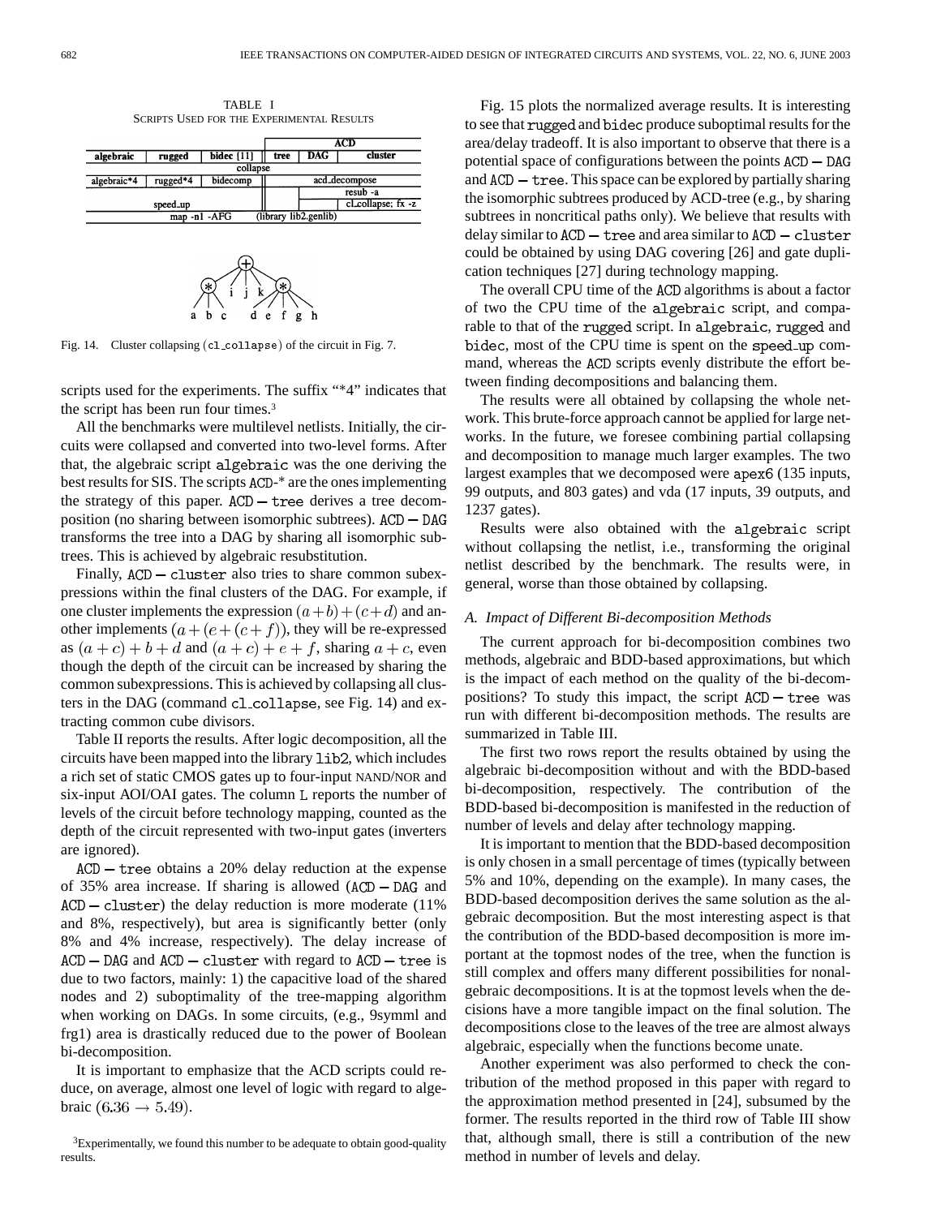TABLE I
SCRIPTS USED FOR THE EXPERIMENTAL RESULTS

| algebraic | rugged | bidec [11] | ACD tree | ACD DAG | ACD cluster |
|---|---|---|---|---|---|
| collapse | | | | | |
| algebraic*4 | rugged*4 | bidecomp | acd_decompose | | |
| | | | | resub -a | resub -a |
| speed_up | | | | | cl_collapse; fx -z |
| map -n1 -AFG (library lib2.genlib) | | | | | |

Fig. 14. Cluster collapsing (cl_collapse) of the circuit in Fig. 7.

scripts used for the experiments. The suffix "*4" indicates that the script has been run four times.[3]

All the benchmarks were multilevel netlists. Initially, the circuits were collapsed and converted into two-level forms. After that, the algebraic script algebraic was the one deriving the best results for SIS. The scripts ACD-* are the ones implementing the strategy of this paper. ACD − tree derives a tree decomposition (no sharing between isomorphic subtrees). ACD − DAG transforms the tree into a DAG by sharing all isomorphic subtrees. This is achieved by algebraic resubstitution.

Finally, ACD − cluster also tries to share common subexpressions within the final clusters of the DAG. For example, if one cluster implements the expression $(a+b)+(c+d)$ and another implements $(a+(e+(c+f))$, they will be re-expressed as $(a+c)+b+d$ and $(a+c)+e+f$, sharing $a+c$, even though the depth of the circuit can be increased by sharing the common subexpressions. This is achieved by collapsing all clusters in the DAG (command cl_collapse, see Fig. 14) and extracting common cube divisors.

Table II reports the results. After logic decomposition, all the circuits have been mapped into the library lib2, which includes a rich set of static CMOS gates up to four-input NAND/NOR and six-input AOI/OAI gates. The column L reports the number of levels of the circuit before technology mapping, counted as the depth of the circuit represented with two-input gates (inverters are ignored).

ACD − tree obtains a 20% delay reduction at the expense of 35% area increase. If sharing is allowed (ACD − DAG and ACD − cluster) the delay reduction is more moderate (11% and 8%, respectively), but area is significantly better (only 8% and 4% increase, respectively). The delay increase of ACD − DAG and ACD − cluster with regard to ACD − tree is due to two factors, mainly: 1) the capacitive load of the shared nodes and 2) suboptimality of the tree-mapping algorithm when working on DAGs. In some circuits, (e.g., 9symml and frg1) area is drastically reduced due to the power of Boolean bi-decomposition.

It is important to emphasize that the ACD scripts could reduce, on average, almost one level of logic with regard to algebraic $(6.36 \rightarrow 5.49)$.

[3]Experimentally, we found this number to be adequate to obtain good-quality results.

Fig. 15 plots the normalized average results. It is interesting to see that rugged and bidec produce suboptimal results for the area/delay tradeoff. It is also important to observe that there is a potential space of configurations between the points ACD − DAG and ACD − tree. This space can be explored by partially sharing the isomorphic subtrees produced by ACD-tree (e.g., by sharing subtrees in noncritical paths only). We believe that results with delay similar to ACD − tree and area similar to ACD − cluster could be obtained by using DAG covering [26] and gate duplication techniques [27] during technology mapping.

The overall CPU time of the ACD algorithms is about a factor of two the CPU time of the algebraic script, and comparable to that of the rugged script. In algebraic, rugged and bidec, most of the CPU time is spent on the speed_up command, whereas the ACD scripts evenly distribute the effort between finding decompositions and balancing them.

The results were all obtained by collapsing the whole network. This brute-force approach cannot be applied for large networks. In the future, we foresee combining partial collapsing and decomposition to manage much larger examples. The two largest examples that we decomposed were apex6 (135 inputs, 99 outputs, and 803 gates) and vda (17 inputs, 39 outputs, and 1237 gates).

Results were also obtained with the algebraic script without collapsing the netlist, i.e., transforming the original netlist described by the benchmark. The results were, in general, worse than those obtained by collapsing.

### *A. Impact of Different Bi-decomposition Methods*

The current approach for bi-decomposition combines two methods, algebraic and BDD-based approximations, but which is the impact of each method on the quality of the bi-decompositions? To study this impact, the script ACD − tree was run with different bi-decomposition methods. The results are summarized in Table III.

The first two rows report the results obtained by using the algebraic bi-decomposition without and with the BDD-based bi-decomposition, respectively. The contribution of the BDD-based bi-decomposition is manifested in the reduction of number of levels and delay after technology mapping.

It is important to mention that the BDD-based decomposition is only chosen in a small percentage of times (typically between 5% and 10%, depending on the example). In many cases, the BDD-based decomposition derives the same solution as the algebraic decomposition. But the most interesting aspect is that the contribution of the BDD-based decomposition is more important at the topmost nodes of the tree, when the function is still complex and offers many different possibilities for nonalgebraic decompositions. It is at the topmost levels when the decisions have a more tangible impact on the final solution. The decompositions close to the leaves of the tree are almost always algebraic, especially when the functions become unate.

Another experiment was also performed to check the contribution of the method proposed in this paper with regard to the approximation method presented in [24], subsumed by the former. The results reported in the third row of Table III show that, although small, there is still a contribution of the new method in number of levels and delay.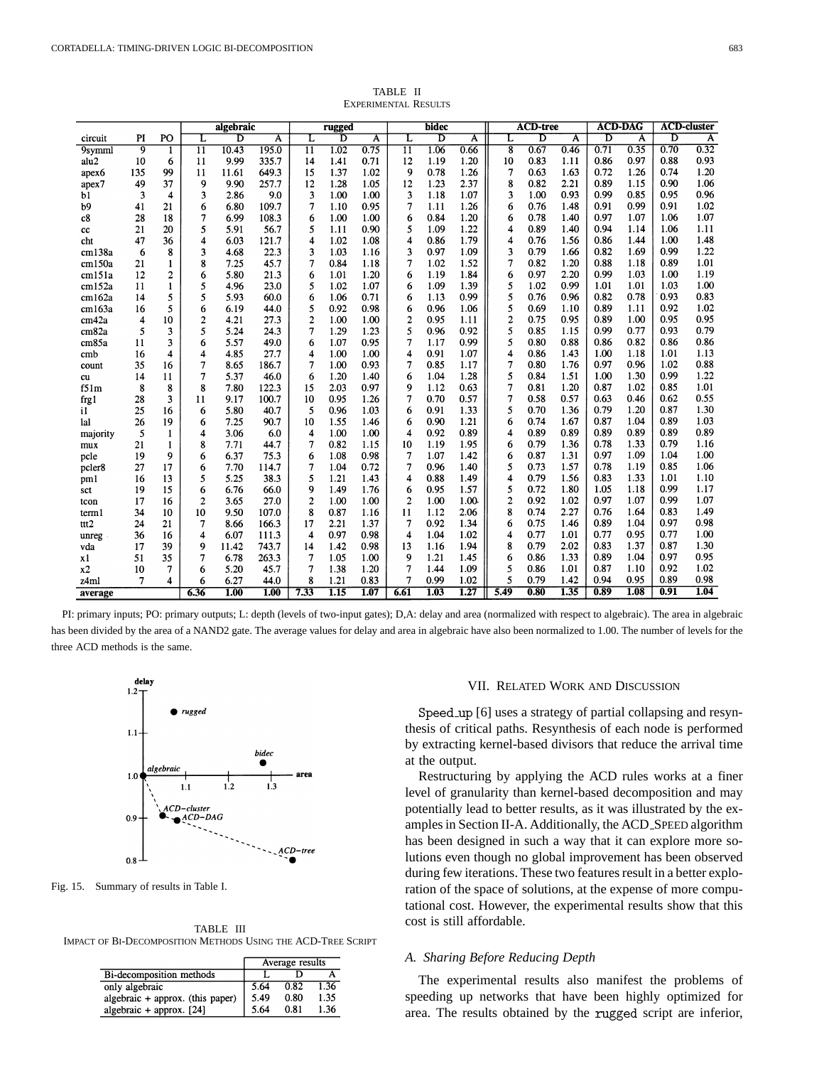TABLE II
EXPERIMENTAL RESULTS

| circuit | PI | PO | algebraic L | algebraic D | algebraic A | rugged L | rugged D | rugged A | bidec L | bidec D | bidec A | ACD-tree L | ACD-tree D | ACD-tree A | ACD-DAG D | ACD-DAG A | ACD-cluster D | ACD-cluster A |
|---|---|---|---|---|---|---|---|---|---|---|---|---|---|---|---|---|---|---|
| 9symml | 9 | 1 | 11 | 10.43 | 195.0 | 11 | 1.02 | 0.75 | 11 | 1.06 | 0.66 | 8 | 0.67 | 0.46 | 0.71 | 0.35 | 0.70 | 0.32 |
| alu2 | 10 | 6 | 11 | 9.99 | 335.7 | 14 | 1.41 | 0.71 | 12 | 1.19 | 1.20 | 10 | 0.83 | 1.11 | 0.86 | 0.97 | 0.88 | 0.93 |
| apex6 | 135 | 99 | 11 | 11.61 | 649.3 | 15 | 1.37 | 1.02 | 9 | 0.78 | 1.26 | 7 | 0.63 | 1.63 | 0.72 | 1.26 | 0.74 | 1.20 |
| apex7 | 49 | 37 | 9 | 9.90 | 257.7 | 12 | 1.28 | 1.05 | 12 | 1.23 | 2.37 | 8 | 0.82 | 2.21 | 0.89 | 1.15 | 0.90 | 1.06 |
| b1 | 3 | 4 | 3 | 2.86 | 9.0 | 3 | 1.00 | 1.00 | 3 | 1.18 | 1.07 | 3 | 1.00 | 0.93 | 0.99 | 0.85 | 0.95 | 0.96 |
| b9 | 41 | 21 | 6 | 6.80 | 109.7 | 7 | 1.10 | 0.95 | 7 | 1.11 | 1.26 | 6 | 0.76 | 1.48 | 0.91 | 0.99 | 0.91 | 1.02 |
| c8 | 28 | 18 | 7 | 6.99 | 108.3 | 6 | 1.00 | 1.00 | 6 | 0.84 | 1.20 | 6 | 0.78 | 1.40 | 0.97 | 1.07 | 1.06 | 1.07 |
| cc | 21 | 20 | 5 | 5.91 | 56.7 | 5 | 1.11 | 0.90 | 5 | 1.09 | 1.22 | 4 | 0.89 | 1.40 | 0.94 | 1.14 | 1.06 | 1.11 |
| cht | 47 | 36 | 4 | 6.03 | 121.7 | 4 | 1.02 | 1.08 | 4 | 0.86 | 1.79 | 4 | 0.76 | 1.56 | 0.86 | 1.44 | 1.00 | 1.48 |
| cm138a | 6 | 8 | 3 | 4.68 | 22.3 | 3 | 1.03 | 1.16 | 3 | 0.97 | 1.09 | 3 | 0.79 | 1.66 | 0.82 | 1.69 | 0.99 | 1.22 |
| cm150a | 21 | 1 | 8 | 7.25 | 45.7 | 7 | 0.84 | 1.18 | 7 | 1.02 | 1.52 | 7 | 0.82 | 1.20 | 0.88 | 1.18 | 0.89 | 1.01 |
| cm151a | 12 | 2 | 6 | 5.80 | 21.3 | 6 | 1.01 | 1.20 | 6 | 1.19 | 1.84 | 6 | 0.97 | 2.20 | 0.99 | 1.03 | 1.00 | 1.19 |
| cm152a | 11 | 1 | 5 | 4.96 | 23.0 | 5 | 1.02 | 1.07 | 6 | 1.09 | 1.39 | 5 | 1.02 | 0.99 | 1.01 | 1.01 | 1.03 | 1.00 |
| cm162a | 14 | 5 | 5 | 5.93 | 60.0 | 6 | 1.06 | 0.71 | 6 | 1.13 | 0.99 | 5 | 0.76 | 0.96 | 0.82 | 0.78 | 0.93 | 0.83 |
| cm163a | 16 | 5 | 6 | 6.19 | 44.0 | 5 | 0.92 | 0.98 | 6 | 0.96 | 1.06 | 5 | 0.69 | 1.10 | 0.89 | 1.11 | 0.92 | 1.02 |
| cm42a | 4 | 10 | 2 | 4.21 | 27.3 | 2 | 1.00 | 1.00 | 2 | 0.95 | 1.11 | 2 | 0.75 | 0.95 | 0.89 | 1.00 | 0.95 | 0.95 |
| cm82a | 5 | 3 | 5 | 5.24 | 24.3 | 7 | 1.29 | 1.23 | 5 | 0.96 | 0.92 | 5 | 0.85 | 1.15 | 0.99 | 0.77 | 0.93 | 0.79 |
| cm85a | 11 | 3 | 6 | 5.57 | 49.0 | 6 | 1.07 | 0.95 | 7 | 1.17 | 0.99 | 5 | 0.80 | 0.88 | 0.86 | 0.82 | 0.86 | 0.86 |
| cmb | 16 | 4 | 4 | 4.85 | 27.7 | 4 | 1.00 | 1.00 | 4 | 0.91 | 1.07 | 4 | 0.86 | 1.43 | 1.00 | 1.18 | 1.01 | 1.13 |
| count | 35 | 16 | 7 | 8.65 | 186.7 | 7 | 1.00 | 0.93 | 7 | 0.85 | 1.17 | 7 | 0.80 | 1.76 | 0.97 | 0.96 | 1.02 | 0.88 |
| cu | 14 | 11 | 7 | 5.37 | 46.0 | 6 | 1.20 | 1.40 | 6 | 1.04 | 1.28 | 5 | 0.84 | 1.51 | 1.00 | 1.30 | 0.99 | 1.22 |
| f51m | 8 | 8 | 8 | 7.80 | 122.3 | 15 | 2.03 | 0.97 | 9 | 1.12 | 0.63 | 7 | 0.81 | 1.20 | 0.87 | 1.02 | 0.85 | 1.01 |
| frg1 | 28 | 3 | 11 | 9.17 | 100.7 | 10 | 0.95 | 1.26 | 7 | 0.70 | 0.57 | 7 | 0.58 | 0.57 | 0.63 | 0.46 | 0.62 | 0.55 |
| i1 | 25 | 16 | 6 | 5.80 | 40.7 | 5 | 0.96 | 1.03 | 6 | 0.91 | 1.33 | 5 | 0.70 | 1.36 | 0.79 | 1.20 | 0.87 | 1.30 |
| lal | 26 | 19 | 6 | 7.25 | 90.7 | 10 | 1.55 | 1.46 | 6 | 0.90 | 1.21 | 6 | 0.74 | 1.67 | 0.87 | 1.04 | 0.89 | 1.03 |
| majority | 5 | 1 | 4 | 3.06 | 6.0 | 4 | 1.00 | 1.00 | 4 | 0.92 | 0.89 | 4 | 0.89 | 0.89 | 0.89 | 0.89 | 0.89 | 0.89 |
| mux | 21 | 1 | 8 | 7.71 | 44.7 | 7 | 0.82 | 1.15 | 10 | 1.19 | 1.95 | 6 | 0.79 | 1.36 | 0.78 | 1.33 | 0.79 | 1.16 |
| pcle | 19 | 9 | 6 | 6.37 | 75.3 | 6 | 1.08 | 0.98 | 7 | 1.07 | 1.42 | 6 | 0.87 | 1.31 | 0.97 | 1.09 | 1.04 | 1.00 |
| pcler8 | 27 | 17 | 6 | 7.70 | 114.7 | 7 | 1.04 | 0.72 | 7 | 0.96 | 1.40 | 5 | 0.73 | 1.57 | 0.78 | 1.19 | 0.85 | 1.06 |
| pm1 | 16 | 13 | 5 | 5.25 | 38.3 | 5 | 1.21 | 1.43 | 4 | 0.88 | 1.49 | 4 | 0.79 | 1.56 | 0.83 | 1.33 | 1.01 | 1.10 |
| sct | 19 | 15 | 6 | 6.76 | 66.0 | 9 | 1.49 | 1.76 | 6 | 0.95 | 1.57 | 5 | 0.72 | 1.80 | 1.05 | 1.18 | 0.99 | 1.17 |
| tcon | 17 | 16 | 2 | 3.65 | 27.0 | 2 | 1.00 | 1.00 | 2 | 1.00 | 1.00 | 2 | 0.92 | 1.02 | 0.97 | 1.07 | 0.99 | 1.07 |
| term1 | 34 | 10 | 10 | 9.50 | 107.0 | 8 | 0.87 | 1.16 | 11 | 1.12 | 2.06 | 8 | 0.74 | 2.27 | 0.76 | 1.64 | 0.83 | 1.49 |
| ttt2 | 24 | 21 | 7 | 8.66 | 166.3 | 17 | 2.21 | 1.37 | 7 | 0.92 | 1.34 | 6 | 0.75 | 1.46 | 0.89 | 1.04 | 0.97 | 0.98 |
| unreg | 36 | 16 | 4 | 6.07 | 111.3 | 4 | 0.97 | 0.98 | 4 | 1.04 | 1.02 | 4 | 0.77 | 1.01 | 0.77 | 0.95 | 0.77 | 1.00 |
| vda | 17 | 39 | 9 | 11.42 | 743.7 | 14 | 1.42 | 0.98 | 13 | 1.16 | 1.94 | 8 | 0.79 | 2.02 | 0.83 | 1.37 | 0.87 | 1.30 |
| x1 | 51 | 35 | 7 | 6.78 | 263.3 | 7 | 1.05 | 1.00 | 9 | 1.21 | 1.45 | 6 | 0.86 | 1.33 | 0.89 | 1.04 | 0.97 | 0.95 |
| x2 | 10 | 7 | 6 | 5.20 | 45.7 | 7 | 1.38 | 1.20 | 7 | 1.44 | 1.09 | 5 | 0.86 | 1.01 | 0.87 | 1.10 | 0.92 | 1.02 |
| z4ml | 7 | 4 | 6 | 6.27 | 44.0 | 8 | 1.21 | 0.83 | 7 | 0.99 | 1.02 | 5 | 0.79 | 1.42 | 0.94 | 0.95 | 0.89 | 0.98 |
| **average** | | | **6.36** | **1.00** | **1.00** | **7.33** | **1.15** | **1.07** | **6.61** | **1.03** | **1.27** | **5.49** | **0.80** | **1.35** | **0.89** | **1.08** | **0.91** | **1.04** |

PI: primary inputs; PO: primary outputs; L: depth (levels of two-input gates); D,A: delay and area (normalized with respect to algebraic). The area in algebraic has been divided by the area of a NAND2 gate. The average values for delay and area in algebraic have also been normalized to 1.00. The number of levels for the three ACD methods is the same.

Fig. 15. Summary of results in Table I.

TABLE III
IMPACT OF BI-DECOMPOSITION METHODS USING THE ACD-TREE SCRIPT

| Bi-decomposition methods | Average results L | D | A |
|---|---|---|---|
| only algebraic | 5.64 | 0.82 | 1.36 |
| algebraic + approx. (this paper) | 5.49 | 0.80 | 1.35 |
| algebraic + approx. [24] | 5.64 | 0.81 | 1.36 |

## VII. Related Work and Discussion

`Speed_up` [6] uses a strategy of partial collapsing and resynthesis of critical paths. Resynthesis of each node is performed by extracting kernel-based divisors that reduce the arrival time at the output.

Restructuring by applying the ACD rules works at a finer level of granularity than kernel-based decomposition and may potentially lead to better results, as it was illustrated by the examples in Section II-A. Additionally, the ACD_SPEED algorithm has been designed in such a way that it can explore more solutions even though no global improvement has been observed during few iterations. These two features result in a better exploration of the space of solutions, at the expense of more computational cost. However, the experimental results show that this cost is still affordable.

### A. Sharing Before Reducing Depth

The experimental results also manifest the problems of speeding up networks that have been highly optimized for area. The results obtained by the `rugged` script are inferior,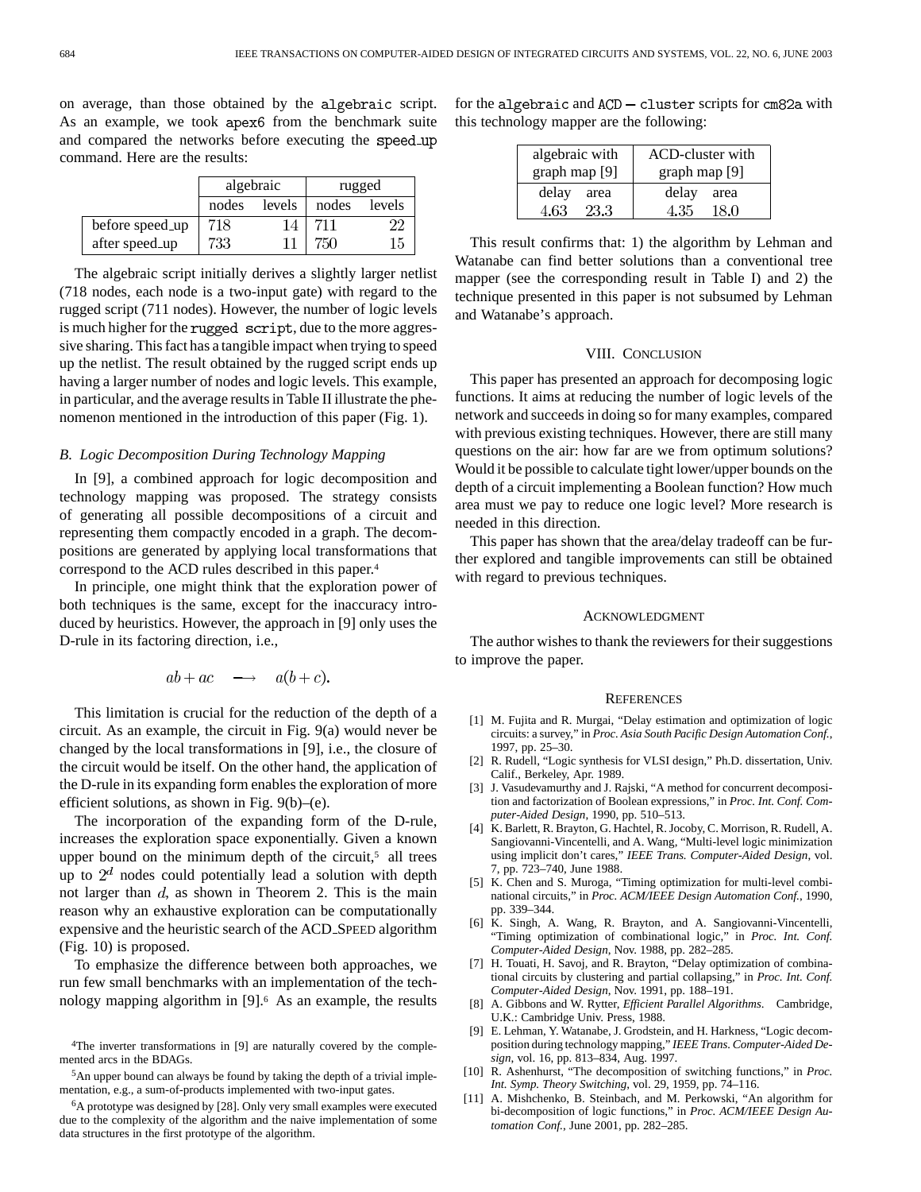on average, than those obtained by the algebraic script. As an example, we took apex6 from the benchmark suite and compared the networks before executing the speed_up command. Here are the results:

| | algebraic | | rugged | |
|---|---|---|---|---|
| | nodes | levels | nodes | levels |
| before speed_up | 718 | 14 | 711 | 22 |
| after speed_up | 733 | 11 | 750 | 15 |

The algebraic script initially derives a slightly larger netlist (718 nodes, each node is a two-input gate) with regard to the rugged script (711 nodes). However, the number of logic levels is much higher for the rugged script, due to the more aggressive sharing. This fact has a tangible impact when trying to speed up the netlist. The result obtained by the rugged script ends up having a larger number of nodes and logic levels. This example, in particular, and the average results in Table II illustrate the phenomenon mentioned in the introduction of this paper (Fig. 1).

### B. Logic Decomposition During Technology Mapping

In [9], a combined approach for logic decomposition and technology mapping was proposed. The strategy consists of generating all possible decompositions of a circuit and representing them compactly encoded in a graph. The decompositions are generated by applying local transformations that correspond to the ACD rules described in this paper.[4]

In principle, one might think that the exploration power of both techniques is the same, except for the inaccuracy introduced by heuristics. However, the approach in [9] only uses the D-rule in its factoring direction, i.e.,

$$ab + ac \quad \longrightarrow \quad a(b + c).$$

This limitation is crucial for the reduction of the depth of a circuit. As an example, the circuit in Fig. 9(a) would never be changed by the local transformations in [9], i.e., the closure of the circuit would be itself. On the other hand, the application of the D-rule in its expanding form enables the exploration of more efficient solutions, as shown in Fig. 9(b)–(e).

The incorporation of the expanding form of the D-rule, increases the exploration space exponentially. Given a known upper bound on the minimum depth of the circuit,[5] all trees up to $2^d$ nodes could potentially lead a solution with depth not larger than $d$, as shown in Theorem 2. This is the main reason why an exhaustive exploration can be computationally expensive and the heuristic search of the ACD_SPEED algorithm (Fig. 10) is proposed.

To emphasize the difference between both approaches, we run few small benchmarks with an implementation of the technology mapping algorithm in [9].[6] As an example, the results for the algebraic and ACD − cluster scripts for cm82a with this technology mapper are the following:

| algebraic with graph map [9] | | ACD-cluster with graph map [9] | |
|---|---|---|---|
| delay | area | delay | area |
| 4.63 | 23.3 | 4.35 | 18.0 |

This result confirms that: 1) the algorithm by Lehman and Watanabe can find better solutions than a conventional tree mapper (see the corresponding result in Table I) and 2) the technique presented in this paper is not subsumed by Lehman and Watanabe's approach.

## VIII. Conclusion

This paper has presented an approach for decomposing logic functions. It aims at reducing the number of logic levels of the network and succeeds in doing so for many examples, compared with previous existing techniques. However, there are still many questions on the air: how far are we from optimum solutions? Would it be possible to calculate tight lower/upper bounds on the depth of a circuit implementing a Boolean function? How much area must we pay to reduce one logic level? More research is needed in this direction.

This paper has shown that the area/delay tradeoff can be further explored and tangible improvements can still be obtained with regard to previous techniques.

## Acknowledgment

The author wishes to thank the reviewers for their suggestions to improve the paper.

## References

[1] M. Fujita and R. Murgai, "Delay estimation and optimization of logic circuits: a survey," in *Proc. Asia South Pacific Design Automation Conf.*, 1997, pp. 25–30.

[2] R. Rudell, "Logic synthesis for VLSI design," Ph.D. dissertation, Univ. Calif., Berkeley, Apr. 1989.

[3] J. Vasudevamurthy and J. Rajski, "A method for concurrent decomposition and factorization of Boolean expressions," in *Proc. Int. Conf. Computer-Aided Design*, 1990, pp. 510–513.

[4] K. Barlett, R. Brayton, G. Hachtel, R. Jocoby, C. Morrison, R. Rudell, A. Sangiovanni-Vincentelli, and A. Wang, "Multi-level logic minimization using implicit don't cares," *IEEE Trans. Computer-Aided Design*, vol. 7, pp. 723–740, June 1988.

[5] K. Chen and S. Muroga, "Timing optimization for multi-level combinational circuits," in *Proc. ACM/IEEE Design Automation Conf.*, 1990, pp. 339–344.

[6] K. Singh, A. Wang, R. Brayton, and A. Sangiovanni-Vincentelli, "Timing optimization of combinational logic," in *Proc. Int. Conf. Computer-Aided Design*, Nov. 1988, pp. 282–285.

[7] H. Touati, H. Savoj, and R. Brayton, "Delay optimization of combinational circuits by clustering and partial collapsing," in *Proc. Int. Conf. Computer-Aided Design*, Nov. 1991, pp. 188–191.

[8] A. Gibbons and W. Rytter, *Efficient Parallel Algorithms*. Cambridge, U.K.: Cambridge Univ. Press, 1988.

[9] E. Lehman, Y. Watanabe, J. Grodstein, and H. Harkness, "Logic decomposition during technology mapping," *IEEE Trans. Computer-Aided Design*, vol. 16, pp. 813–834, Aug. 1997.

[10] R. Ashenhurst, "The decomposition of switching functions," in *Proc. Int. Symp. Theory Switching*, vol. 29, 1959, pp. 74–116.

[11] A. Mishchenko, B. Steinbach, and M. Perkowski, "An algorithm for bi-decomposition of logic functions," in *Proc. ACM/IEEE Design Automation Conf.*, June 2001, pp. 282–285.

---

[4] The inverter transformations in [9] are naturally covered by the complemented arcs in the BDAGs.

[5] An upper bound can always be found by taking the depth of a trivial implementation, e.g., a sum-of-products implemented with two-input gates.

[6] A prototype was designed by [28]. Only very small examples were executed due to the complexity of the algorithm and the naive implementation of some data structures in the first prototype of the algorithm.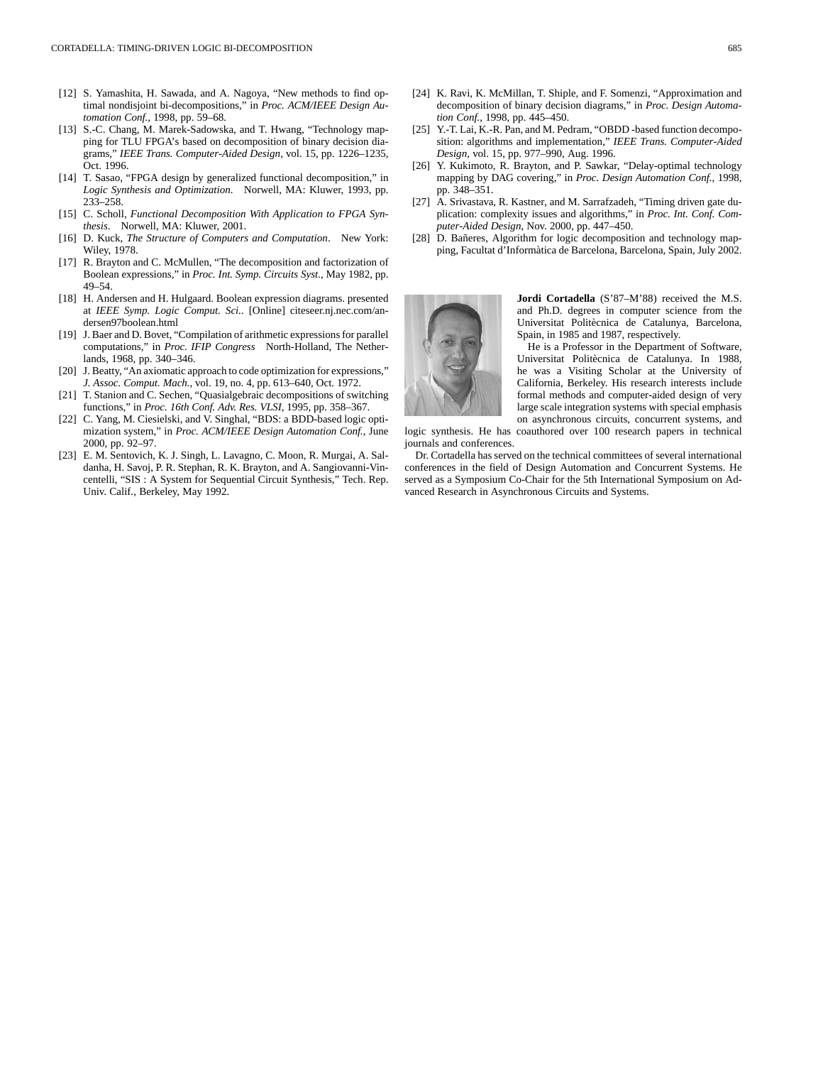[12] S. Yamashita, H. Sawada, and A. Nagoya, "New methods to find optimal nondisjoint bi-decompositions," in *Proc. ACM/IEEE Design Automation Conf.*, 1998, pp. 59–68.

[13] S.-C. Chang, M. Marek-Sadowska, and T. Hwang, "Technology mapping for TLU FPGA's based on decomposition of binary decision diagrams," *IEEE Trans. Computer-Aided Design*, vol. 15, pp. 1226–1235, Oct. 1996.

[14] T. Sasao, "FPGA design by generalized functional decomposition," in *Logic Synthesis and Optimization*. Norwell, MA: Kluwer, 1993, pp. 233–258.

[15] C. Scholl, *Functional Decomposition With Application to FPGA Synthesis*. Norwell, MA: Kluwer, 2001.

[16] D. Kuck, *The Structure of Computers and Computation*. New York: Wiley, 1978.

[17] R. Brayton and C. McMullen, "The decomposition and factorization of Boolean expressions," in *Proc. Int. Symp. Circuits Syst.*, May 1982, pp. 49–54.

[18] H. Andersen and H. Hulgaard. Boolean expression diagrams. presented at *IEEE Symp. Logic Comput. Sci.*. [Online] citeseer.nj.nec.com/andersen97boolean.html

[19] J. Baer and D. Bovet, "Compilation of arithmetic expressions for parallel computations," in *Proc. IFIP Congress* North-Holland, The Netherlands, 1968, pp. 340–346.

[20] J. Beatty, "An axiomatic approach to code optimization for expressions," *J. Assoc. Comput. Mach.*, vol. 19, no. 4, pp. 613–640, Oct. 1972.

[21] T. Stanion and C. Sechen, "Quasialgebraic decompositions of switching functions," in *Proc. 16th Conf. Adv. Res. VLSI*, 1995, pp. 358–367.

[22] C. Yang, M. Ciesielski, and V. Singhal, "BDS: a BDD-based logic optimization system," in *Proc. ACM/IEEE Design Automation Conf.*, June 2000, pp. 92–97.

[23] E. M. Sentovich, K. J. Singh, L. Lavagno, C. Moon, R. Murgai, A. Saldanha, H. Savoj, P. R. Stephan, R. K. Brayton, and A. Sangiovanni-Vincentelli, "SIS : A System for Sequential Circuit Synthesis," Tech. Rep. Univ. Calif., Berkeley, May 1992.

[24] K. Ravi, K. McMillan, T. Shiple, and F. Somenzi, "Approximation and decomposition of binary decision diagrams," in *Proc. Design Automation Conf.*, 1998, pp. 445–450.

[25] Y.-T. Lai, K.-R. Pan, and M. Pedram, "OBDD -based function decomposition: algorithms and implementation," *IEEE Trans. Computer-Aided Design*, vol. 15, pp. 977–990, Aug. 1996.

[26] Y. Kukimoto, R. Brayton, and P. Sawkar, "Delay-optimal technology mapping by DAG covering," in *Proc. Design Automation Conf.*, 1998, pp. 348–351.

[27] A. Srivastava, R. Kastner, and M. Sarrafzadeh, "Timing driven gate duplication: complexity issues and algorithms," in *Proc. Int. Conf. Computer-Aided Design*, Nov. 2000, pp. 447–450.

[28] D. Bañeres, Algorithm for logic decomposition and technology mapping, Facultat d'Informàtica de Barcelona, Barcelona, Spain, July 2002.

**Jordi Cortadella** (S'87–M'88) received the M.S. and Ph.D. degrees in computer science from the Universitat Politècnica de Catalunya, Barcelona, Spain, in 1985 and 1987, respectively.

He is a Professor in the Department of Software, Universitat Politècnica de Catalunya. In 1988, he was a Visiting Scholar at the University of California, Berkeley. His research interests include formal methods and computer-aided design of very large scale integration systems with special emphasis on asynchronous circuits, concurrent systems, and logic synthesis. He has coauthored over 100 research papers in technical journals and conferences.

Dr. Cortadella has served on the technical committees of several international conferences in the field of Design Automation and Concurrent Systems. He served as a Symposium Co-Chair for the 5th International Symposium on Advanced Research in Asynchronous Circuits and Systems.